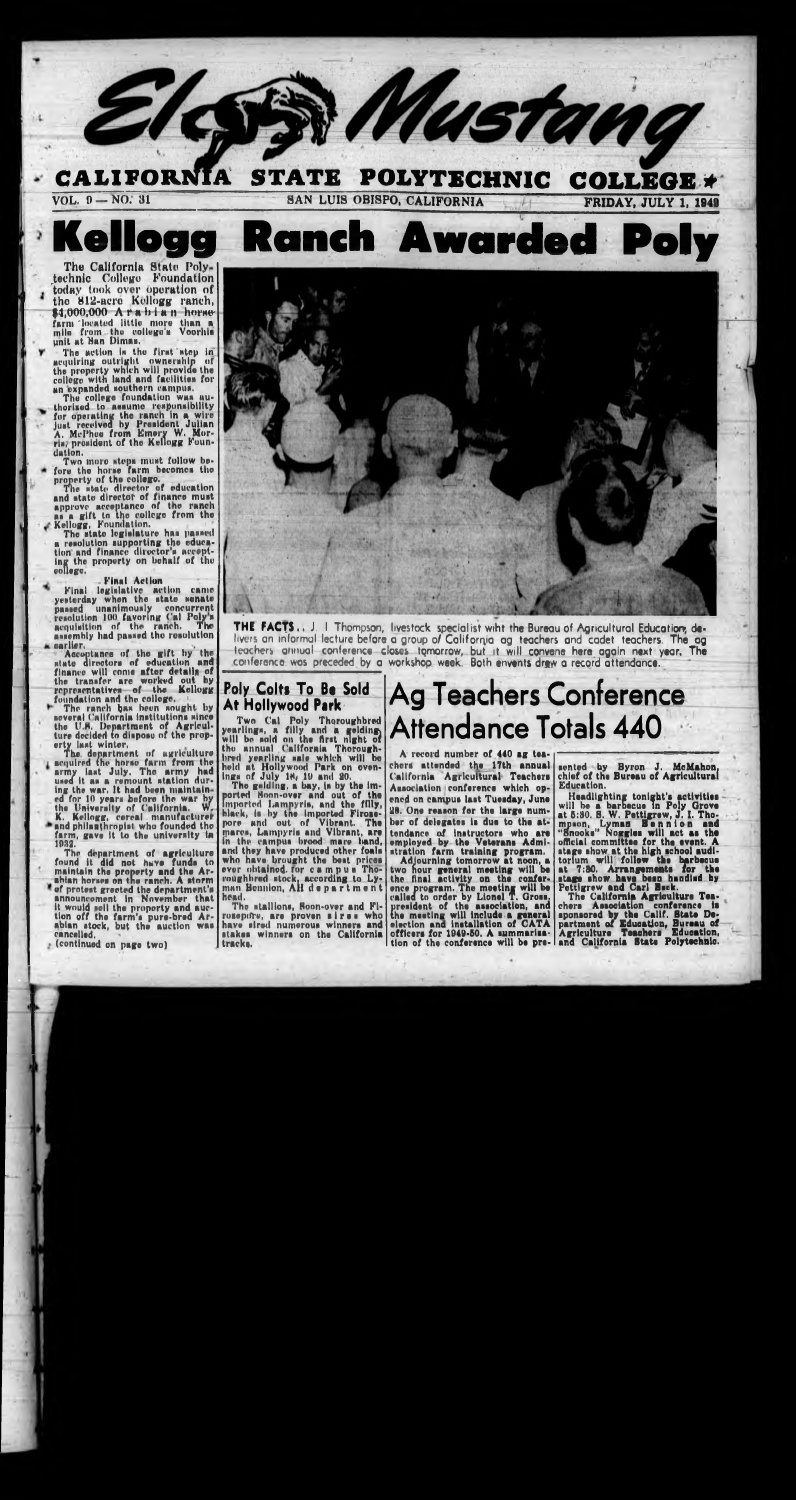# El Mustang

**CALIFORNIA STATE POLYTECHNIC COLLEGE**

VOL. 9 — NO. 31 | SAN LUIS OBISPO, CALIFORNIA | FRIDAY, JULY 1, 1949

# Kellogg Ranch Awarded Poly

The California State Polytechnic College Foundation today took over operation of the 812-acre Kellogg ranch, $4,000,000 Arabian horse farm located little more than a mile from the college's Voorhis unit at San Dimas.

The action is the first step in acquiring outright ownership of the property which will provide the college with land and facilities for an expanded southern campus.

The college foundation was authorized to assume responsibility for operating the ranch in a wire just received by President Julian A. McPhee from Emory W. Morris, president of the Kellogg Foundation.

Two more steps must follow before the horse farm becomes the property of the college.

The state director of education and state director of finance must approve acceptance of the ranch as a gift to the college from the Kellogg Foundation.

The state legislature has passed a resolution supporting the education and finance director's accepting the property on behalf of the college.

**Final Action**

Final legislative action came yesterday when the state senate passed unanimously concurrent resolution 100 favoring Cal Poly's acquisition of the ranch. The assembly had passed the resolution earlier.

Acceptance of the gift by the state directors of education and finance will come after details of the transfer are worked out by representatives of the Kellogg foundation and the college.

The ranch has been sought by several California institutions since the U.S. Department of Agriculture decided to dispose of the property last winter.

The department of agriculture acquired the horse farm from the army last July. The army had used it as a remount station during the war. It had been maintained for 10 years before the war by the University of California. W. K. Kellogg, cereal manufacturer and philanthropist who founded the farm, gave it to the university in 1932.

The department of agriculture found it did not have funds to maintain the property and the Arabian horses on the ranch. A storm of protest greeted the department's announcement in November that it would sell the property and auction off the farm's pure-bred Arabian stock, but the auction was cancelled.

(continued on page two)

**THE FACTS...** J. I. Thompson, livestock specialist with the Bureau of Agricultural Education, delivers an informal lecture before a group of California ag teachers and cadet teachers. The ag teachers annual conference closes tomorrow, but it will convene here again next year. The conference was preceded by a workshop week. Both events drew a record attendance.

## Poly Colts To Be Sold At Hollywood Park

Two Cal Poly Thoroughbred yearlings, a filly and a gelding, will be sold on the first night of the annual California Thoroughbred yearling sale which will be held at Hollywood Park on evenings of July 18, 19 and 20.

The gelding, a bay, is by the imported Soon-over and out of the imported Lampyris, and the filly, black, is by the imported Firozepore and out of Vibrant. The mares, Lampyris and Vibrant, are in the campus brood mare band, and they have produced other foals who have brought the best prices ever obtained for campus Thoroughbred stock, according to Lyman Bennion, AH department head.

The stallions, Soon-over and Firozepore, are proven sires who have sired numerous winners and stakes winners on the California tracks.

# Ag Teachers Conference Attendance Totals 440

A record number of 440 ag teachers attended the 17th annual California Agricultural Teachers Association conference which opened on campus last Tuesday, June 28. One reason for the large number of delegates is due to the attendance of instructors who are employed by the Veterans Administration farm training program.

Adjourning tomorrow at noon, a two hour general meeting will be the final activity on the conference program. The meeting will be called to order by Lionel T. Gross, president of the association, and the meeting will include a general election and installation of CATA officers for 1949-50. A summarization of the conference will be presented by Byron J. McMahon, chief of the Bureau of Agricultural Education.

Headlighting tonight's activities will be a barbecue in Poly Grove at 5:30. S. W. Pettigrew, J. I. Thompson, Lyman Bennion and "Snooks" Noggles will act as the official committee for the event. A stage show at the high school auditorium will follow the barbecue at 7:30. Arrangements for the stage show have been handled by Pettigrew and Carl Beck.

The California Agriculture Teachers Association conference is sponsored by the Calif. State Department of Education, Bureau of Agriculture Teachers Education, and California State Polytechnic.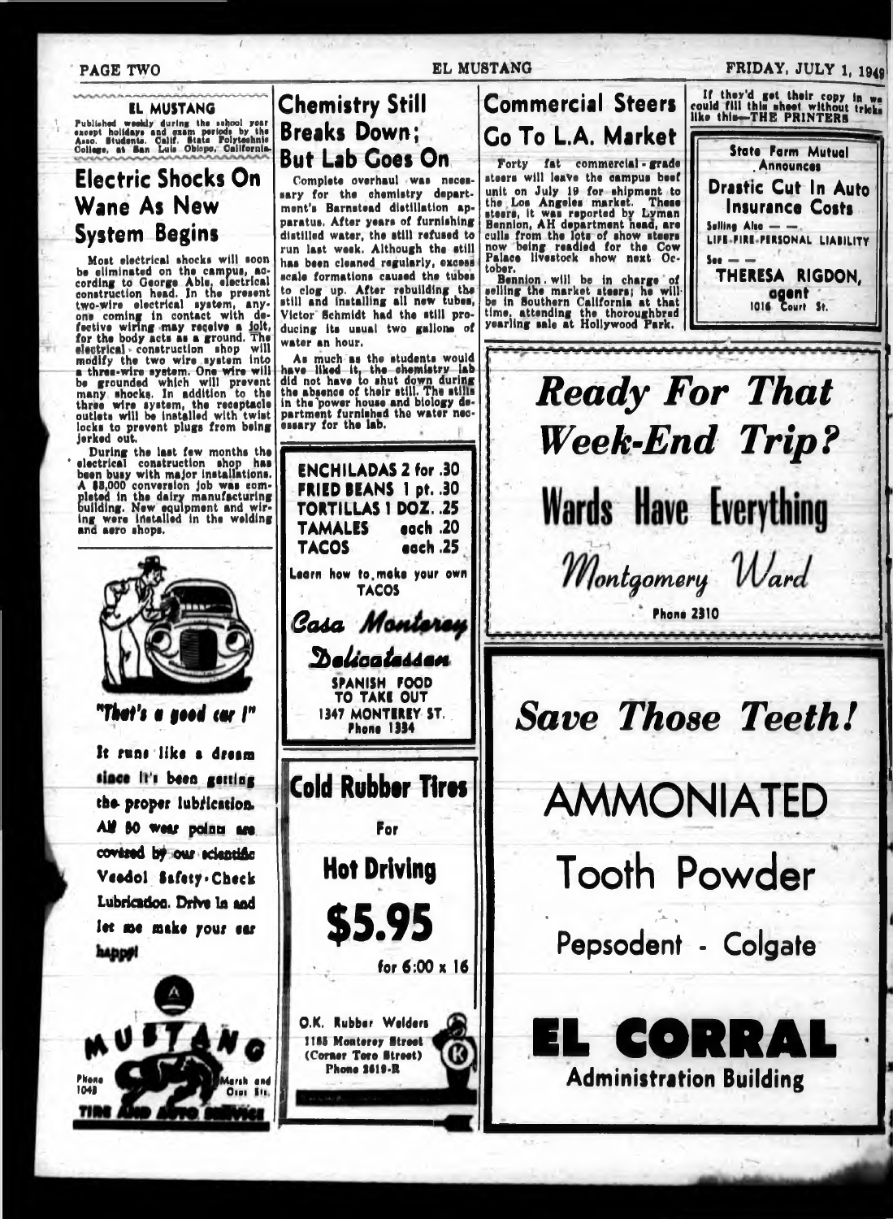**EL MUSTANG**

Published weekly during the school year except holidays and exam periods by the Asso. Students, Calif. State Polytechnic College, at San Luis Obispo, California.

## Electric Shocks On Wane As New System Begins

Most electrical shocks will soon be eliminated on the campus, according to George Able, electrical construction head. In the present two-wire electrical system, anyone coming in contact with defective wiring may receive a jolt, for the body acts as a ground. The electrical construction shop will modify the two wire system into a three-wire system. One wire will be grounded which will prevent many shocks. In addition to the three wire system, the receptacle outlets will be installed with twist locks to prevent plugs from being jerked out.

During the last few months the electrical construction shop has been busy with major installations. A $3,000 conversion job was completed in the dairy manufacturing building. New equipment and wiring were installed in the welding and aero shops.

*"That's a good car!"*

It runs like a dream since it's been getting the proper lubrication. All 80 wear points are covered by our scientific Veedol Safety-Check Lubrication. Drive in and let me make your car happy!

MUSTANG TIRE AND AUTO SERVICE
Phone 1049 — Marsh and Osos Sts.

## Chemistry Still Breaks Down; But Lab Goes On

Complete overhaul was necessary for the chemistry department's Barnstead distillation apparatus. After years of furnishing distilled water, the still refused to run last week. Although the still has been cleaned regularly, excess scale formations caused the tubes to clog up. After rebuilding the still and installing all new tubes, Victor Schmidt had the still producing its usual two gallons of water an hour.

As much as the students would have liked it, the chemistry lab did not have to shut down during the absence of their still. The stills in the power house and biology department furnished the water necessary for the lab.

| | |
|---|---|
| ENCHILADAS 2 for | .30 |
| FRIED BEANS 1 pt. | .30 |
| TORTILLAS 1 DOZ. | .25 |
| TAMALES | each .20 |
| TACOS | each .25 |

Learn how to make your own TACOS

*Casa Monterey Delicatessen*

SPANISH FOOD TO TAKE OUT
1347 MONTEREY ST.
Phone 1334

**Cold Rubber Tires**

For

**Hot Driving**

**$5.95**

for 6:00 x 16

O.K. Rubber Welders
1185 Monterey Street
(Corner Toro Street)
Phone 2619-R

## Commercial Steers Go To L.A. Market

Forty fat commercial-grade steers will leave the campus beef unit on July 19 for shipment to the Los Angeles market. These steers, it was reported by Lyman Bennion, AH department head, are culls from the lots of show steers now being readied for the Cow Palace livestock show next October.

Bennion will be in charge of selling the market steers; he will be in Southern California at that time, attending the thoroughbred yearling sale at Hollywood Park.

If they'd get their copy in we could fill this sheet without tricks like this—THE PRINTERS

**State Farm Mutual Announces**

**Drastic Cut In Auto Insurance Costs**

Selling Also — —
LIFE-FIRE-PERSONAL LIABILITY

See — —
**THERESA RIGDON,**
agent
1016 Court St.

***Ready For That Week-End Trip?***

**Wards Have Everything**

*Montgomery Ward*

Phone 2310

***Save Those Teeth!***

**AMMONIATED**

**Tooth Powder**

**Pepsodent - Colgate**

**EL CORRAL**

**Administration Building**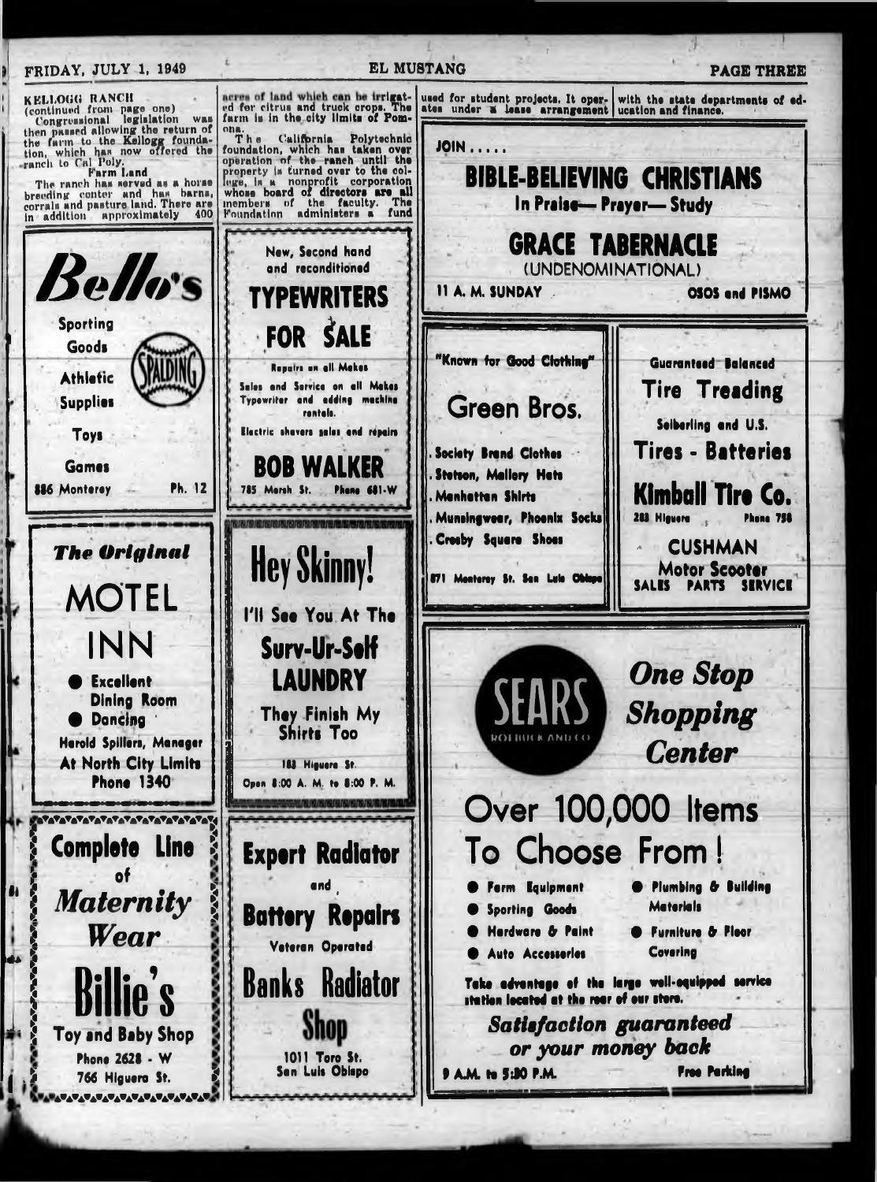## KELLOGG RANCH

(continued from page one)

Congressional legislation was then passed allowing the return of the farm to the Kellogg foundation, which has now offered the ranch to Cal Poly.

### Farm Land

The ranch has served as a horse breeding center and has barns, corrals and pasture land. There are in addition approximately 400 acres of land which can be irrigated for citrus and truck crops. The farm is in the city limits of Pomona.

The California Polytechnic foundation, which has taken over operation of the ranch until the property is turned over to the college, is a nonprofit corporation whose board of directors are all members of the faculty. The Foundation administers a fund used for student projects. It operates under a lease arrangement with the state departments of education and finance.

---

**Bello's**

Sporting Goods
Athletic Supplies
Toys
Games

SPALDING

886 Monterey — Ph. 12

---

New, Second hand and reconditioned

**TYPEWRITERS FOR SALE**

Repairs on all Makes

Sales and Service on all Makes Typewriter and adding machine rentals.

Electric shavers sales and repairs

**BOB WALKER**

785 Marsh St. — Phone 681-W

---

JOIN .....

**BIBLE-BELIEVING CHRISTIANS**

In Praise— Prayer— Study

**GRACE TABERNACLE**

(UNDENOMINATIONAL)

11 A. M. SUNDAY — OSOS and PISMO

---

"Known for Good Clothing"

**Green Bros.**

- Society Brand Clothes
- Stetson, Mallory Hats
- Manhattan Shirts
- Munsingwear, Phoenix Socks
- Crosby Square Shoes

871 Monterey St. San Luis Obispo

---

Guaranteed Balanced

**Tire Treading**

Seiberling and U.S.

**Tires - Batteries**

**Kimball Tire Co.**

283 Higuera — Phone 758

**CUSHMAN**

Motor Scooter

SALES PARTS SERVICE

---

***The Original***

**MOTEL INN**

- Excellent Dining Room
- Dancing

Harold Spillers, Manager

At North City Limits

Phone 1340

---

**Hey Skinny!**

I'll See You At The

**Surv-Ur-Self LAUNDRY**

They Finish My Shirts Too

183 Higuera St.

Open 8:00 A. M. to 8:00 P. M.

---

SEARS ROEBUCK AND CO

***One Stop Shopping Center***

**Over 100,000 Items To Choose From!**

- Farm Equipment
- Sporting Goods
- Hardware & Paint
- Auto Accessories
- Plumbing & Building Materials
- Furniture & Floor Covering

Take advantage of the large well-equipped service station located at the rear of our store.

***Satisfaction guaranteed or your money back***

9 A.M. to 5:30 P.M. — Free Parking

---

**Complete Line of *Maternity Wear***

**Billie's**

Toy and Baby Shop

Phone 2628 - W

766 Higuera St.

---

**Expert Radiator and Battery Repairs**

Veteran Operated

**Banks Radiator Shop**

1011 Toro St.
San Luis Obispo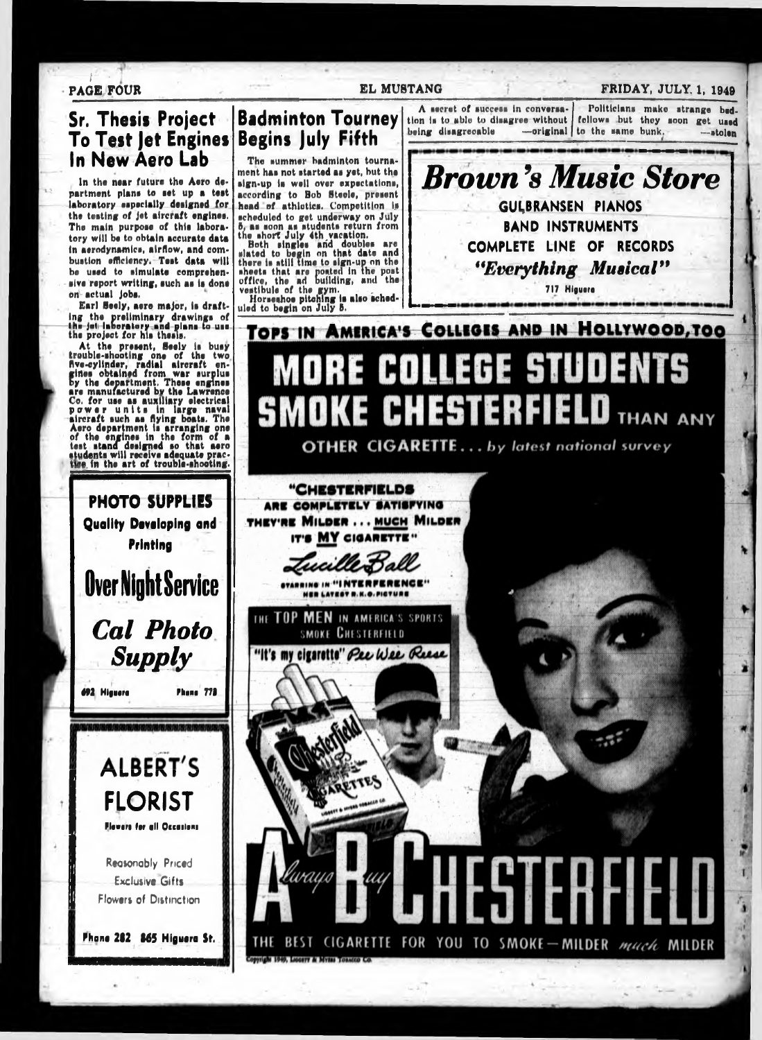## Sr. Thesis Project To Test Jet Engines In New Aero Lab

In the near future the Aero department plans to set up a test laboratory especially designed for the testing of jet aircraft engines. The main purpose of this laboratory will be to obtain accurate data in aerodynamics, airflow, and combustion efficiency. Test data will be used to simulate comprehensive report writing, such as is done on actual jobs.

Earl Seely, aero major, is drafting the preliminary drawings of the jet laboratory and plans to use the project for his thesis.

At the present, Seely is busy trouble-shooting one of the two five-cylinder, radial aircraft engines obtained from war surplus by the department. These engines are manufactured by the Lawrence Co. for use as auxiliary electrical power units in large naval aircraft such as flying boats. The Aero department is arranging one of the engines in the form of a test stand designed so that aero students will receive adequate practice in the art of trouble-shooting.

## Badminton Tourney Begins July Fifth

The summer badminton tournament has not started as yet, but the sign-up is well over expectations, according to Bob Steele, present head of athletics. Competition is scheduled to get underway on July 5, as soon as students return from the short July 4th vacation.

Both singles and doubles are slated to begin on that date and there is still time to sign-up on the sheets that are posted in the post office, the ad building, and the vestibule of the gym.

Horseshoe pitching is also scheduled to begin on July 5.

A secret of success in conversation is to able to disagree without being disagreeable —original

Politicians make strange bedfellows but they soon get used to the same bunk. —stolen

**Brown's Music Store**

GULBRANSEN PIANOS

BAND INSTRUMENTS

COMPLETE LINE OF RECORDS

*"Everything Musical"*

717 Higuera

**PHOTO SUPPLIES**

Quality Developing and Printing

**Over Night Service**

***Cal Photo Supply***

892 Higuera Phone 779

**ALBERT'S FLORIST**

Flowers for all Occasions

Reasonably Priced

Exclusive Gifts

Flowers of Distinction

Phone 282 865 Higuera St.

**TOPS IN AMERICA'S COLLEGES AND IN HOLLYWOOD, TOO**

**MORE COLLEGE STUDENTS SMOKE CHESTERFIELD THAN ANY OTHER CIGARETTE...** *by latest national survey*

"CHESTERFIELDS ARE COMPLETELY SATISFYING THEY'RE MILDER ... MUCH MILDER IT'S MY CIGARETTE"

Lucille Ball

STARRING IN "INTERFERENCE" HER LATEST R.K.O. PICTURE

THE TOP MEN IN AMERICA'S SPORTS SMOKE CHESTERFIELD

"It's my cigarette" Pee Wee Reese

Always Buy CHESTERFIELD

THE BEST CIGARETTE FOR YOU TO SMOKE—MILDER *much* MILDER

Copyright 1949, Liggett & Myers Tobacco Co.